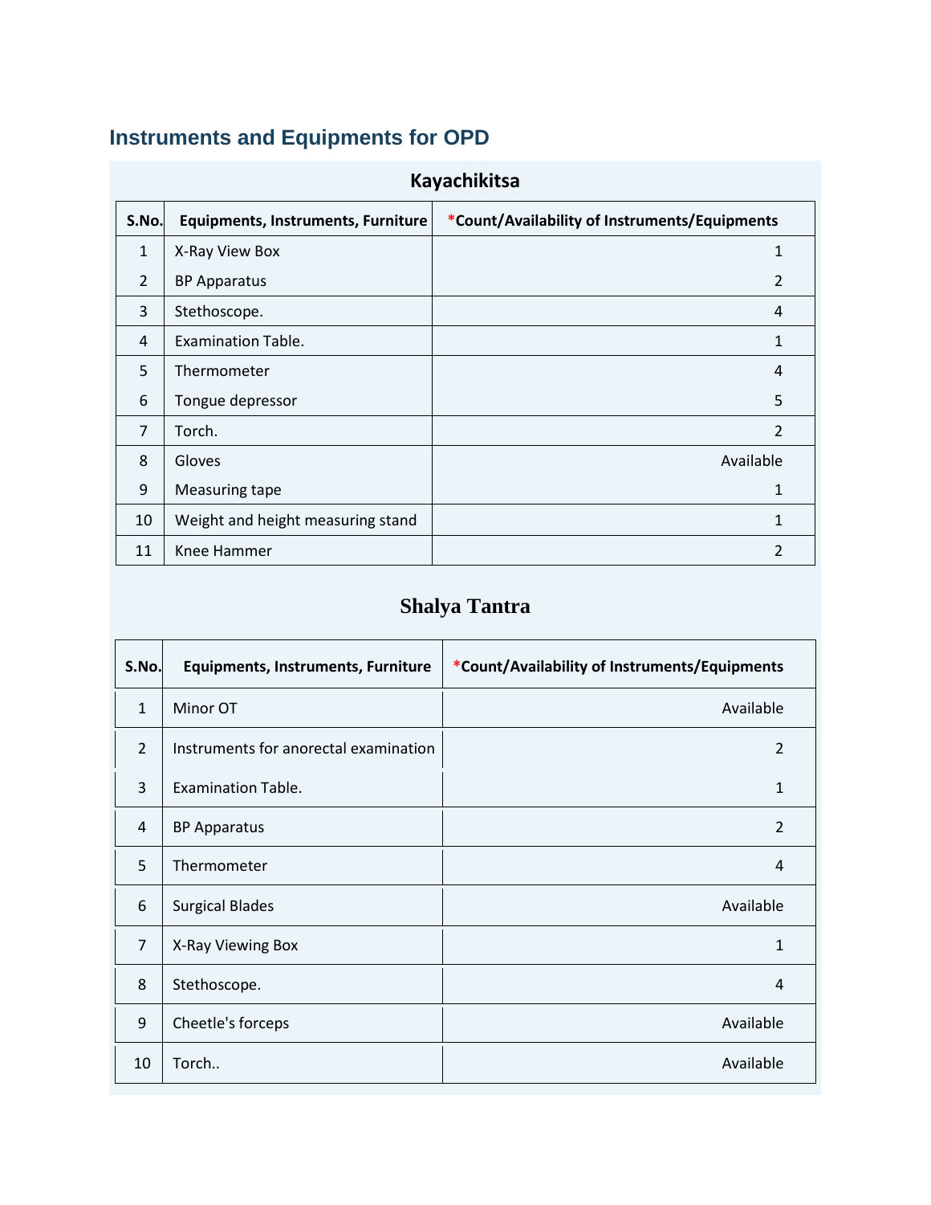## Instruments and Equipments for OPD

### Kayachikitsa

| S.No. | Equipments, Instruments, Furniture | *Count/Availability of Instruments/Equipments |
|---|---|---|
| 1 | X-Ray View Box | 1 |
| 2 | BP Apparatus | 2 |
| 3 | Stethoscope. | 4 |
| 4 | Examination Table. | 1 |
| 5 | Thermometer | 4 |
| 6 | Tongue depressor | 5 |
| 7 | Torch. | 2 |
| 8 | Gloves | Available |
| 9 | Measuring tape | 1 |
| 10 | Weight and height measuring stand | 1 |
| 11 | Knee Hammer | 2 |

### Shalya Tantra

| S.No. | Equipments, Instruments, Furniture | *Count/Availability of Instruments/Equipments |
|---|---|---|
| 1 | Minor OT | Available |
| 2 | Instruments for anorectal examination | 2 |
| 3 | Examination Table. | 1 |
| 4 | BP Apparatus | 2 |
| 5 | Thermometer | 4 |
| 6 | Surgical Blades | Available |
| 7 | X-Ray Viewing Box | 1 |
| 8 | Stethoscope. | 4 |
| 9 | Cheetle's forceps | Available |
| 10 | Torch.. | Available |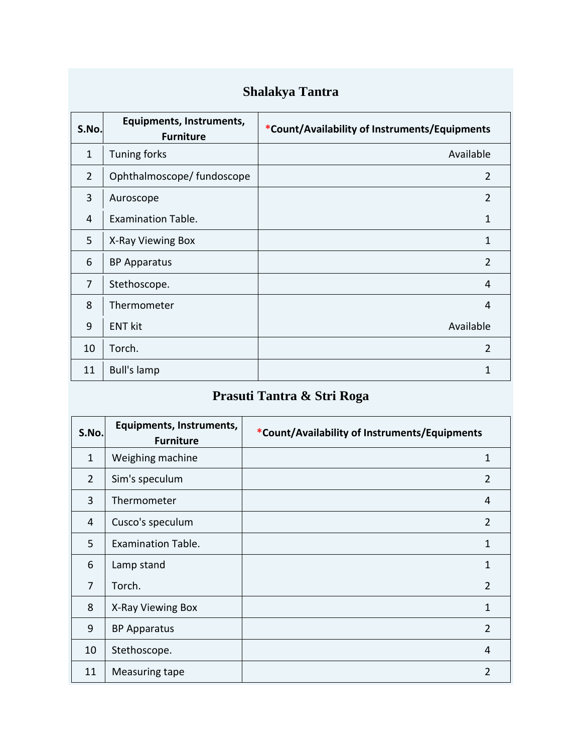## Shalakya Tantra

| S.No. | Equipments, Instruments, Furniture | *Count/Availability of Instruments/Equipments |
|---|---|---|
| 1 | Tuning forks | Available |
| 2 | Ophthalmoscope/ fundoscope | 2 |
| 3 | Auroscope | 2 |
| 4 | Examination Table. | 1 |
| 5 | X-Ray Viewing Box | 1 |
| 6 | BP Apparatus | 2 |
| 7 | Stethoscope. | 4 |
| 8 | Thermometer | 4 |
| 9 | ENT kit | Available |
| 10 | Torch. | 2 |
| 11 | Bull's lamp | 1 |

## Prasuti Tantra & Stri Roga

| S.No. | Equipments, Instruments, Furniture | *Count/Availability of Instruments/Equipments |
|---|---|---|
| 1 | Weighing machine | 1 |
| 2 | Sim's speculum | 2 |
| 3 | Thermometer | 4 |
| 4 | Cusco's speculum | 2 |
| 5 | Examination Table. | 1 |
| 6 | Lamp stand | 1 |
| 7 | Torch. | 2 |
| 8 | X-Ray Viewing Box | 1 |
| 9 | BP Apparatus | 2 |
| 10 | Stethoscope. | 4 |
| 11 | Measuring tape | 2 |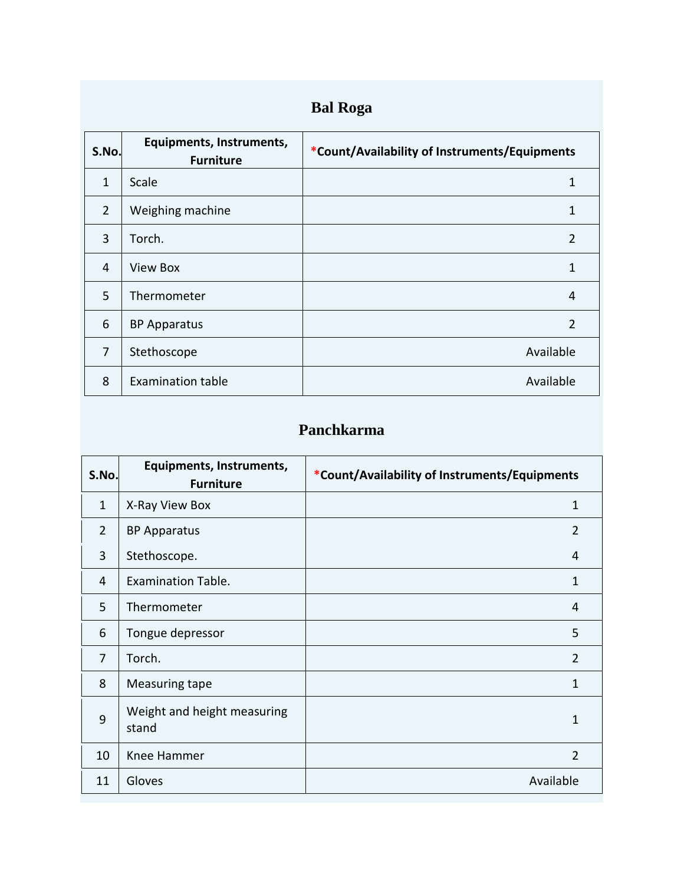## Bal Roga

| S.No. | Equipments, Instruments, Furniture | *Count/Availability of Instruments/Equipments |
|---|---|---|
| 1 | Scale | 1 |
| 2 | Weighing machine | 1 |
| 3 | Torch. | 2 |
| 4 | View Box | 1 |
| 5 | Thermometer | 4 |
| 6 | BP Apparatus | 2 |
| 7 | Stethoscope | Available |
| 8 | Examination table | Available |

## Panchkarma

| S.No. | Equipments, Instruments, Furniture | *Count/Availability of Instruments/Equipments |
|---|---|---|
| 1 | X-Ray View Box | 1 |
| 2 | BP Apparatus | 2 |
| 3 | Stethoscope. | 4 |
| 4 | Examination Table. | 1 |
| 5 | Thermometer | 4 |
| 6 | Tongue depressor | 5 |
| 7 | Torch. | 2 |
| 8 | Measuring tape | 1 |
| 9 | Weight and height measuring stand | 1 |
| 10 | Knee Hammer | 2 |
| 11 | Gloves | Available |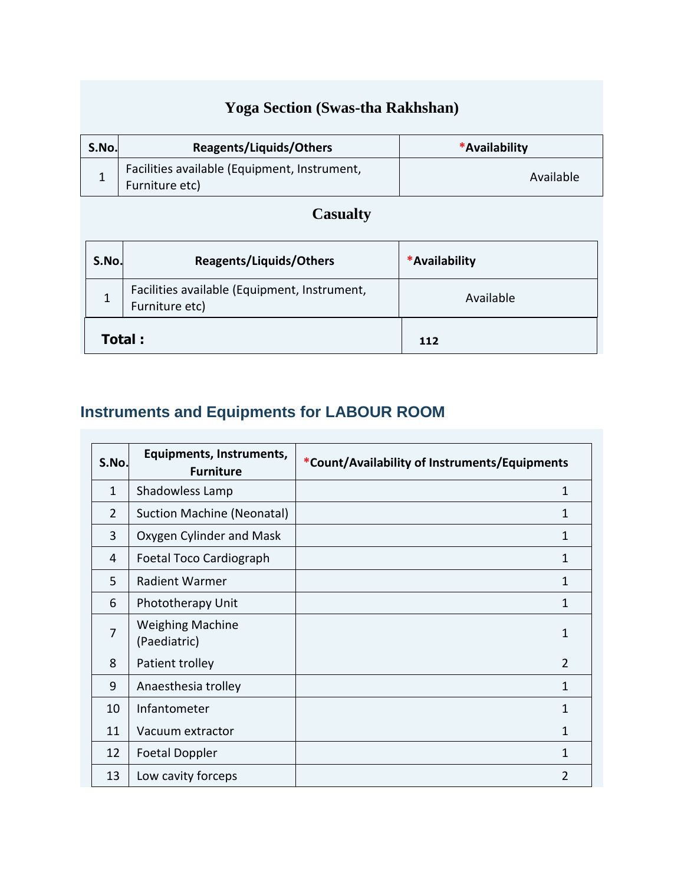## Yoga Section (Swas-tha Rakhshan)

| S.No. | Reagents/Liquids/Others | *Availability |
|---|---|---|
| 1 | Facilities available (Equipment, Instrument, Furniture etc) | Available |

## Casualty

| S.No. | Reagents/Liquids/Others | *Availability |
|---|---|---|
| 1 | Facilities available (Equipment, Instrument, Furniture etc) | Available |
| **Total :** | | **112** |

## Instruments and Equipments for LABOUR ROOM

| S.No. | Equipments, Instruments, Furniture | *Count/Availability of Instruments/Equipments |
|---|---|---|
| 1 | Shadowless Lamp | 1 |
| 2 | Suction Machine (Neonatal) | 1 |
| 3 | Oxygen Cylinder and Mask | 1 |
| 4 | Foetal Toco Cardiograph | 1 |
| 5 | Radient Warmer | 1 |
| 6 | Phototherapy Unit | 1 |
| 7 | Weighing Machine (Paediatric) | 1 |
| 8 | Patient trolley | 2 |
| 9 | Anaesthesia trolley | 1 |
| 10 | Infantometer | 1 |
| 11 | Vacuum extractor | 1 |
| 12 | Foetal Doppler | 1 |
| 13 | Low cavity forceps | 2 |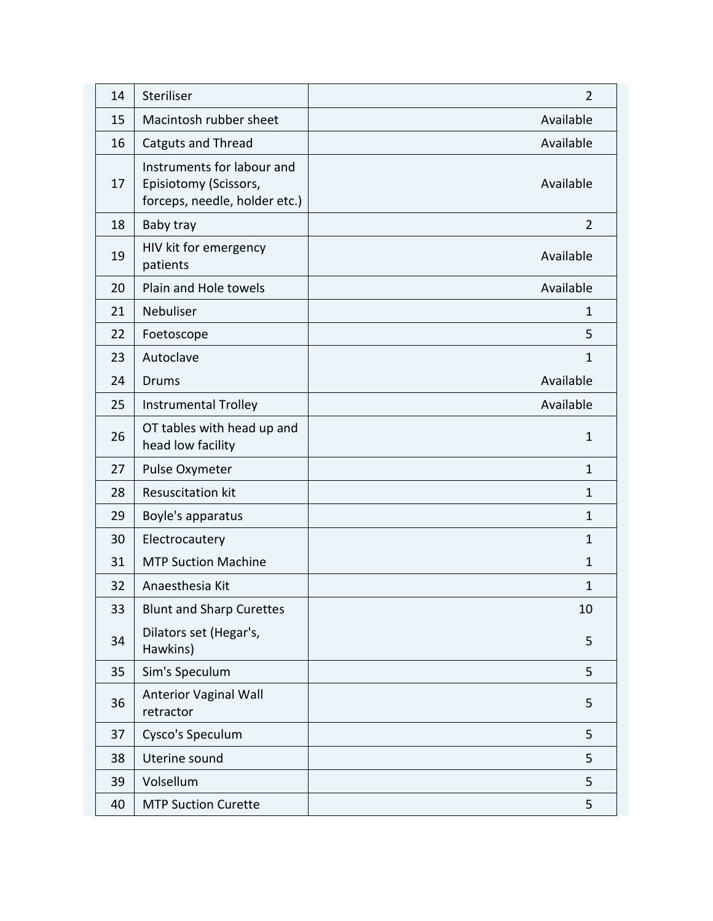| | | |
|---|---|---|
| 14 | Steriliser | 2 |
| 15 | Macintosh rubber sheet | Available |
| 16 | Catguts and Thread | Available |
| 17 | Instruments for labour and Episiotomy (Scissors, forceps, needle, holder etc.) | Available |
| 18 | Baby tray | 2 |
| 19 | HIV kit for emergency patients | Available |
| 20 | Plain and Hole towels | Available |
| 21 | Nebuliser | 1 |
| 22 | Foetoscope | 5 |
| 23 | Autoclave | 1 |
| 24 | Drums | Available |
| 25 | Instrumental Trolley | Available |
| 26 | OT tables with head up and head low facility | 1 |
| 27 | Pulse Oxymeter | 1 |
| 28 | Resuscitation kit | 1 |
| 29 | Boyle's apparatus | 1 |
| 30 | Electrocautery | 1 |
| 31 | MTP Suction Machine | 1 |
| 32 | Anaesthesia Kit | 1 |
| 33 | Blunt and Sharp Curettes | 10 |
| 34 | Dilators set (Hegar's, Hawkins) | 5 |
| 35 | Sim's Speculum | 5 |
| 36 | Anterior Vaginal Wall retractor | 5 |
| 37 | Cysco's Speculum | 5 |
| 38 | Uterine sound | 5 |
| 39 | Volsellum | 5 |
| 40 | MTP Suction Curette | 5 |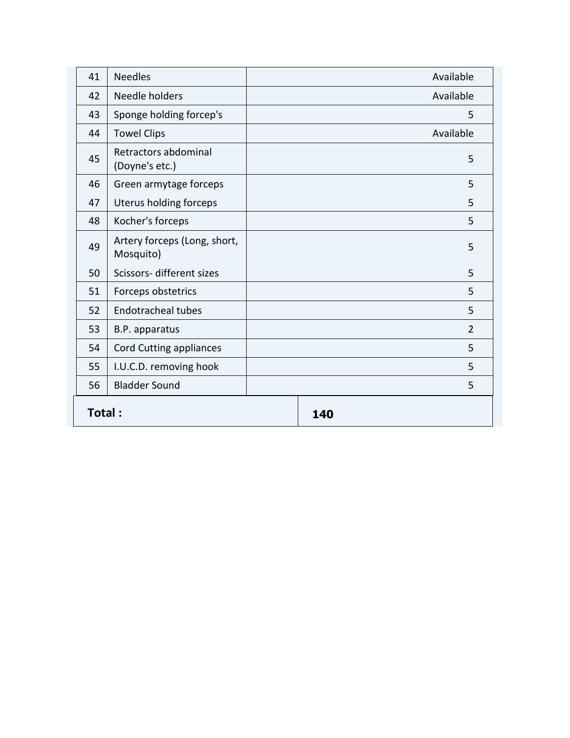| | | |
|---|---|---|
| 41 | Needles | Available |
| 42 | Needle holders | Available |
| 43 | Sponge holding forcep's | 5 |
| 44 | Towel Clips | Available |
| 45 | Retractors abdominal (Doyne's etc.) | 5 |
| 46 | Green armytage forceps | 5 |
| 47 | Uterus holding forceps | 5 |
| 48 | Kocher's forceps | 5 |
| 49 | Artery forceps (Long, short, Mosquito) | 5 |
| 50 | Scissors- different sizes | 5 |
| 51 | Forceps obstetrics | 5 |
| 52 | Endotracheal tubes | 5 |
| 53 | B.P. apparatus | 2 |
| 54 | Cord Cutting appliances | 5 |
| 55 | I.U.C.D. removing hook | 5 |
| 56 | Bladder Sound | 5 |
| **Total :** | | **140** |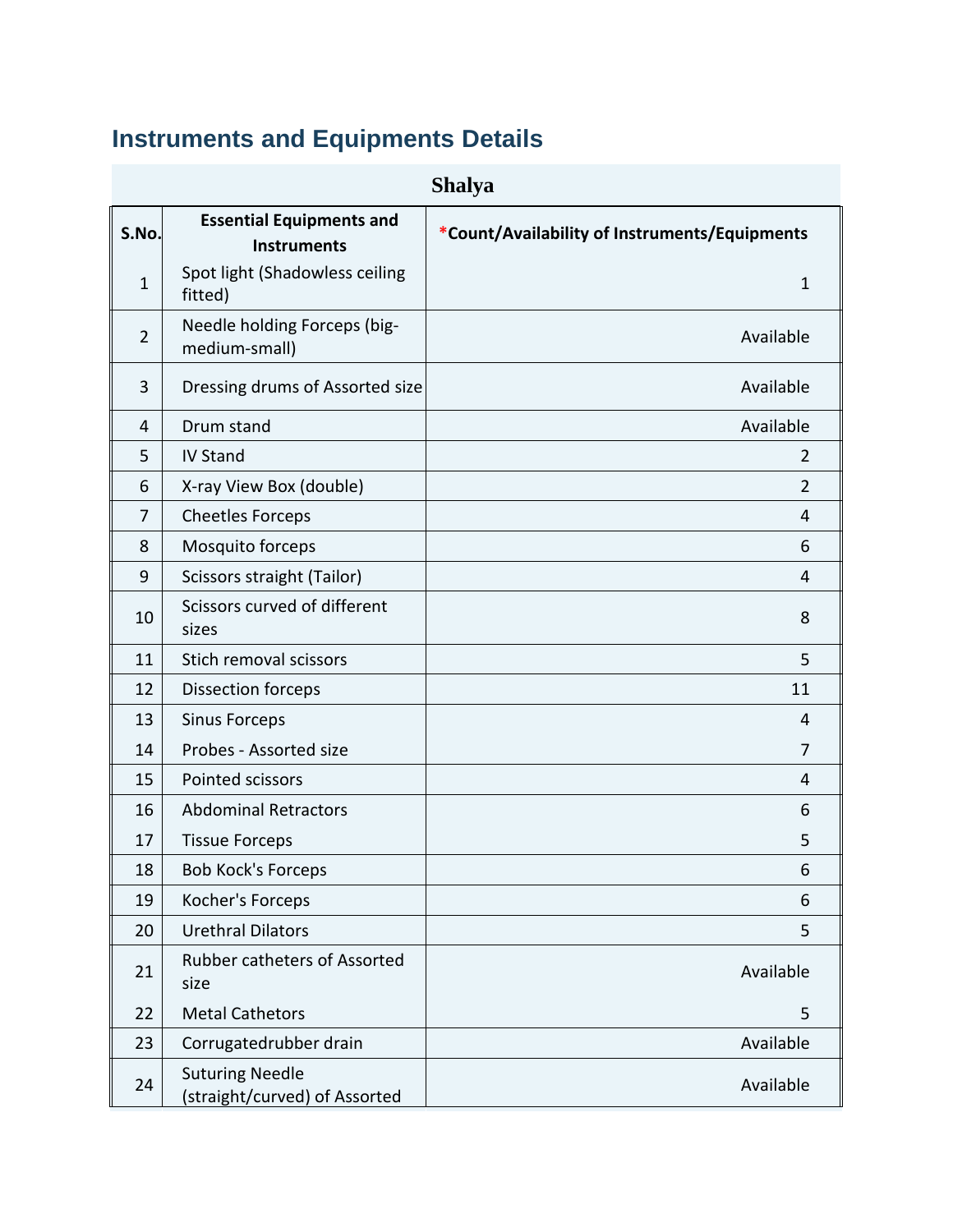## Instruments and Equipments Details

| Shalya | | |
|---|---|---|
| S.No. | Essential Equipments and Instruments | *Count/Availability of Instruments/Equipments |
| 1 | Spot light (Shadowless ceiling fitted) | 1 |
| 2 | Needle holding Forceps (big-medium-small) | Available |
| 3 | Dressing drums of Assorted size | Available |
| 4 | Drum stand | Available |
| 5 | IV Stand | 2 |
| 6 | X-ray View Box (double) | 2 |
| 7 | Cheetles Forceps | 4 |
| 8 | Mosquito forceps | 6 |
| 9 | Scissors straight (Tailor) | 4 |
| 10 | Scissors curved of different sizes | 8 |
| 11 | Stich removal scissors | 5 |
| 12 | Dissection forceps | 11 |
| 13 | Sinus Forceps | 4 |
| 14 | Probes - Assorted size | 7 |
| 15 | Pointed scissors | 4 |
| 16 | Abdominal Retractors | 6 |
| 17 | Tissue Forceps | 5 |
| 18 | Bob Kock's Forceps | 6 |
| 19 | Kocher's Forceps | 6 |
| 20 | Urethral Dilators | 5 |
| 21 | Rubber catheters of Assorted size | Available |
| 22 | Metal Cathetors | 5 |
| 23 | Corrugatedrubber drain | Available |
| 24 | Suturing Needle (straight/curved) of Assorted | Available |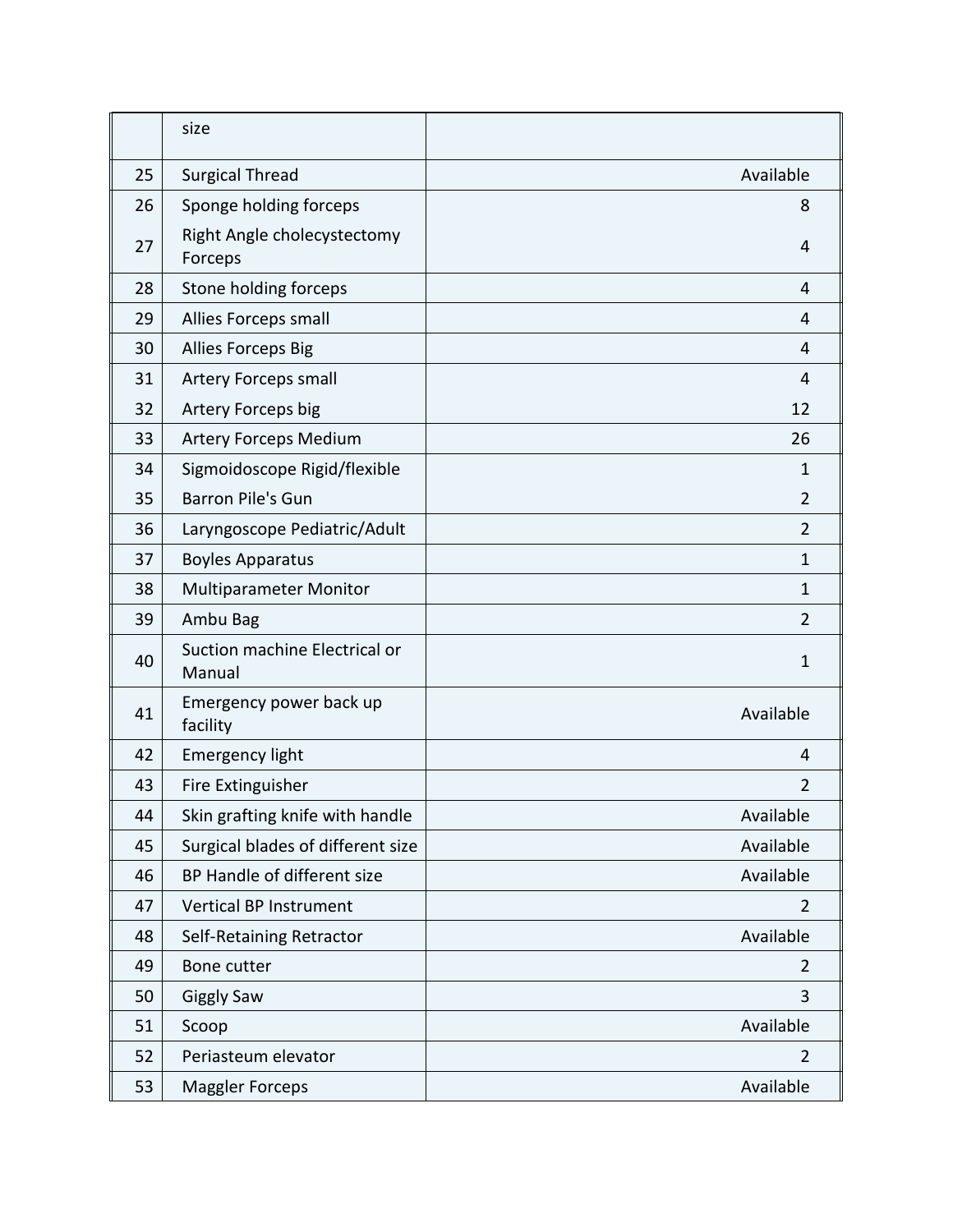| | | |
|---|---|---|
| | size | |
| 25 | Surgical Thread | Available |
| 26 | Sponge holding forceps | 8 |
| 27 | Right Angle cholecystectomy Forceps | 4 |
| 28 | Stone holding forceps | 4 |
| 29 | Allies Forceps small | 4 |
| 30 | Allies Forceps Big | 4 |
| 31 | Artery Forceps small | 4 |
| 32 | Artery Forceps big | 12 |
| 33 | Artery Forceps Medium | 26 |
| 34 | Sigmoidoscope Rigid/flexible | 1 |
| 35 | Barron Pile's Gun | 2 |
| 36 | Laryngoscope Pediatric/Adult | 2 |
| 37 | Boyles Apparatus | 1 |
| 38 | Multiparameter Monitor | 1 |
| 39 | Ambu Bag | 2 |
| 40 | Suction machine Electrical or Manual | 1 |
| 41 | Emergency power back up facility | Available |
| 42 | Emergency light | 4 |
| 43 | Fire Extinguisher | 2 |
| 44 | Skin grafting knife with handle | Available |
| 45 | Surgical blades of different size | Available |
| 46 | BP Handle of different size | Available |
| 47 | Vertical BP Instrument | 2 |
| 48 | Self-Retaining Retractor | Available |
| 49 | Bone cutter | 2 |
| 50 | Giggly Saw | 3 |
| 51 | Scoop | Available |
| 52 | Periasteum elevator | 2 |
| 53 | Maggler Forceps | Available |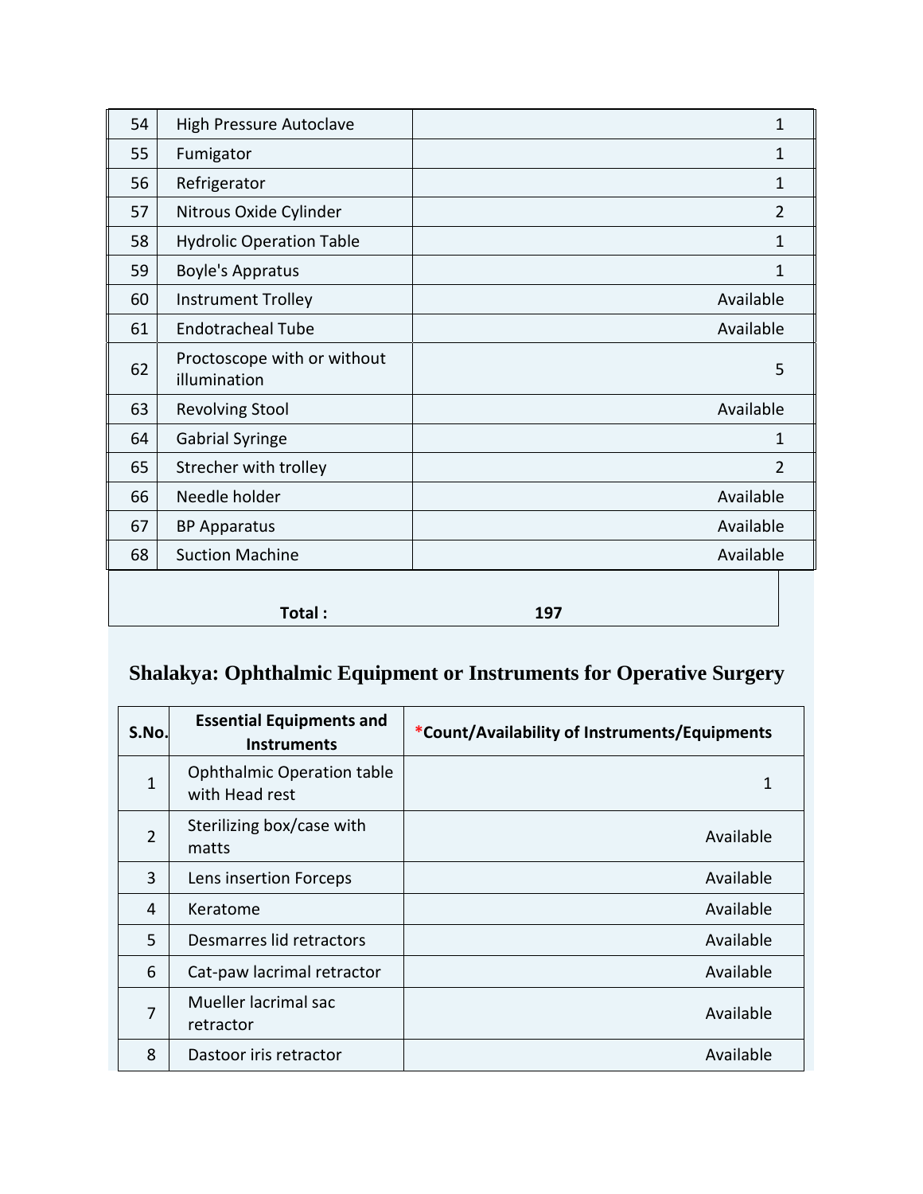| | | |
|---|---|---|
| 54 | High Pressure Autoclave | 1 |
| 55 | Fumigator | 1 |
| 56 | Refrigerator | 1 |
| 57 | Nitrous Oxide Cylinder | 2 |
| 58 | Hydrolic Operation Table | 1 |
| 59 | Boyle's Appratus | 1 |
| 60 | Instrument Trolley | Available |
| 61 | Endotracheal Tube | Available |
| 62 | Proctoscope with or without illumination | 5 |
| 63 | Revolving Stool | Available |
| 64 | Gabrial Syringe | 1 |
| 65 | Strecher with trolley | 2 |
| 66 | Needle holder | Available |
| 67 | BP Apparatus | Available |
| 68 | Suction Machine | Available |
| | **Total :** | **197** |

## Shalakya: Ophthalmic Equipment or Instruments for Operative Surgery

| S.No. | Essential Equipments and Instruments | *Count/Availability of Instruments/Equipments |
|---|---|---|
| 1 | Ophthalmic Operation table with Head rest | 1 |
| 2 | Sterilizing box/case with matts | Available |
| 3 | Lens insertion Forceps | Available |
| 4 | Keratome | Available |
| 5 | Desmarres lid retractors | Available |
| 6 | Cat-paw lacrimal retractor | Available |
| 7 | Mueller lacrimal sac retractor | Available |
| 8 | Dastoor iris retractor | Available |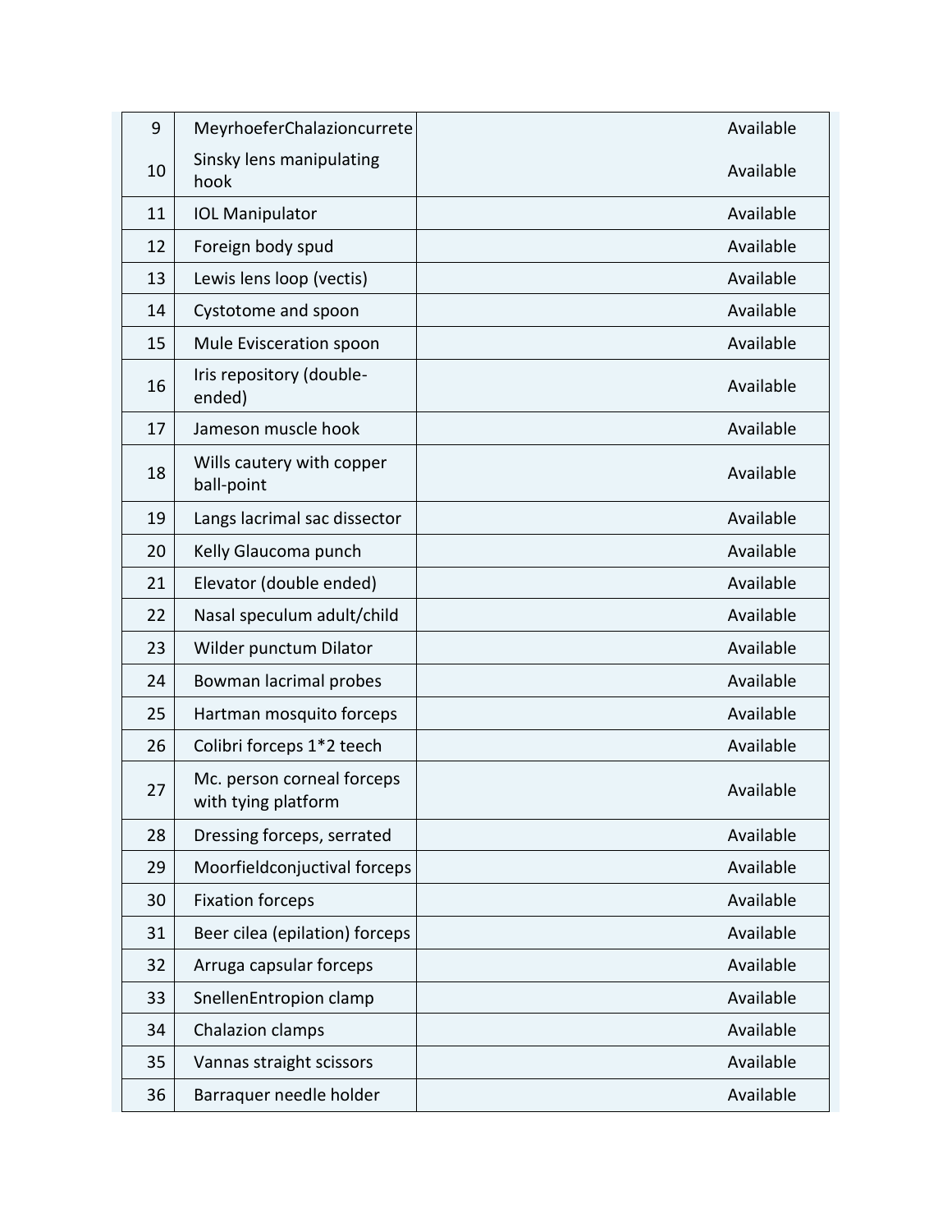| 9 | MeyrhoeferChalazioncurrete | Available |
|---|---|---|
| 10 | Sinsky lens manipulating hook | Available |
| 11 | IOL Manipulator | Available |
| 12 | Foreign body spud | Available |
| 13 | Lewis lens loop (vectis) | Available |
| 14 | Cystotome and spoon | Available |
| 15 | Mule Evisceration spoon | Available |
| 16 | Iris repository (double-ended) | Available |
| 17 | Jameson muscle hook | Available |
| 18 | Wills cautery with copper ball-point | Available |
| 19 | Langs lacrimal sac dissector | Available |
| 20 | Kelly Glaucoma punch | Available |
| 21 | Elevator (double ended) | Available |
| 22 | Nasal speculum adult/child | Available |
| 23 | Wilder punctum Dilator | Available |
| 24 | Bowman lacrimal probes | Available |
| 25 | Hartman mosquito forceps | Available |
| 26 | Colibri forceps 1*2 teech | Available |
| 27 | Mc. person corneal forceps with tying platform | Available |
| 28 | Dressing forceps, serrated | Available |
| 29 | Moorfieldconjuctival forceps | Available |
| 30 | Fixation forceps | Available |
| 31 | Beer cilea (epilation) forceps | Available |
| 32 | Arruga capsular forceps | Available |
| 33 | SnellenEntropion clamp | Available |
| 34 | Chalazion clamps | Available |
| 35 | Vannas straight scissors | Available |
| 36 | Barraquer needle holder | Available |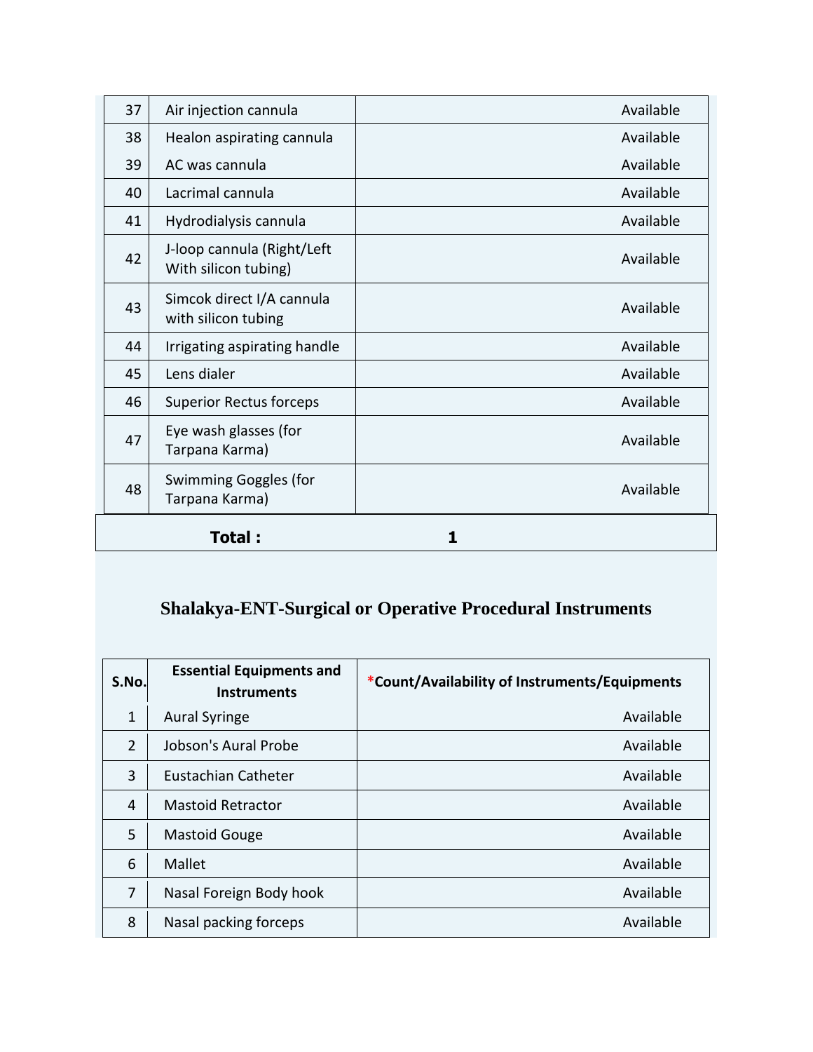| 37 | Air injection cannula | Available |
|---|---|---|
| 38 | Healon aspirating cannula | Available |
| 39 | AC was cannula | Available |
| 40 | Lacrimal cannula | Available |
| 41 | Hydrodialysis cannula | Available |
| 42 | J-loop cannula (Right/Left With silicon tubing) | Available |
| 43 | Simcok direct I/A cannula with silicon tubing | Available |
| 44 | Irrigating aspirating handle | Available |
| 45 | Lens dialer | Available |
| 46 | Superior Rectus forceps | Available |
| 47 | Eye wash glasses (for Tarpana Karma) | Available |
| 48 | Swimming Goggles (for Tarpana Karma) | Available |

| **Total :** | **1** |
|---|---|

## Shalakya-ENT-Surgical or Operative Procedural Instruments

| S.No. | Essential Equipments and Instruments | *Count/Availability of Instruments/Equipments |
|---|---|---|
| 1 | Aural Syringe | Available |
| 2 | Jobson's Aural Probe | Available |
| 3 | Eustachian Catheter | Available |
| 4 | Mastoid Retractor | Available |
| 5 | Mastoid Gouge | Available |
| 6 | Mallet | Available |
| 7 | Nasal Foreign Body hook | Available |
| 8 | Nasal packing forceps | Available |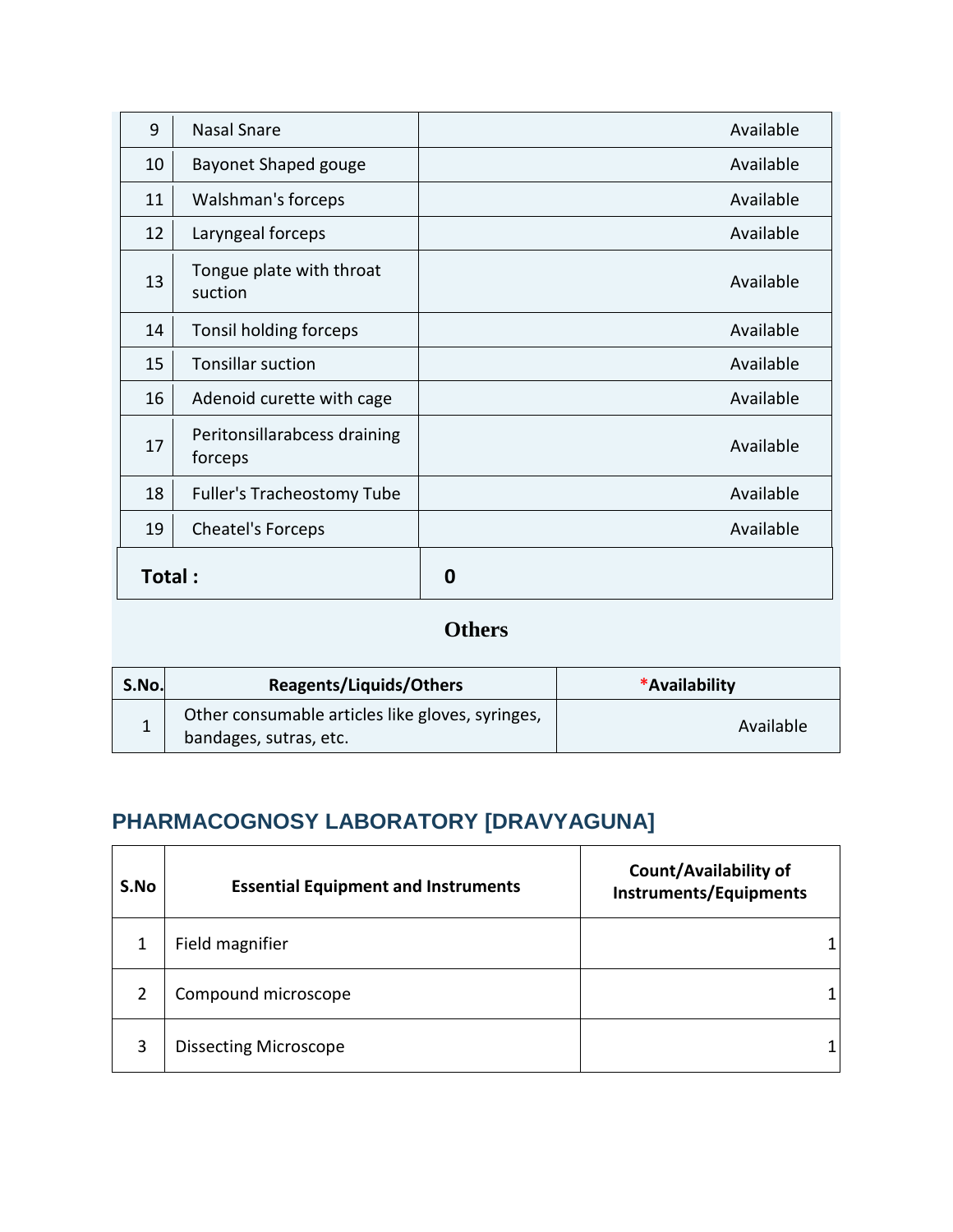| | | |
|---|---|---|
| 9 | Nasal Snare | Available |
| 10 | Bayonet Shaped gouge | Available |
| 11 | Walshman's forceps | Available |
| 12 | Laryngeal forceps | Available |
| 13 | Tongue plate with throat suction | Available |
| 14 | Tonsil holding forceps | Available |
| 15 | Tonsillar suction | Available |
| 16 | Adenoid curette with cage | Available |
| 17 | Peritonsillarabcess draining forceps | Available |
| 18 | Fuller's Tracheostomy Tube | Available |
| 19 | Cheatel's Forceps | Available |
| **Total :** | | **0** |

## Others

| S.No. | Reagents/Liquids/Others | *Availability |
|---|---|---|
| 1 | Other consumable articles like gloves, syringes, bandages, sutras, etc. | Available |

## PHARMACOGNOSY LABORATORY [DRAVYAGUNA]

| S.No | Essential Equipment and Instruments | Count/Availability of Instruments/Equipments |
|---|---|---|
| 1 | Field magnifier | 1 |
| 2 | Compound microscope | 1 |
| 3 | Dissecting Microscope | 1 |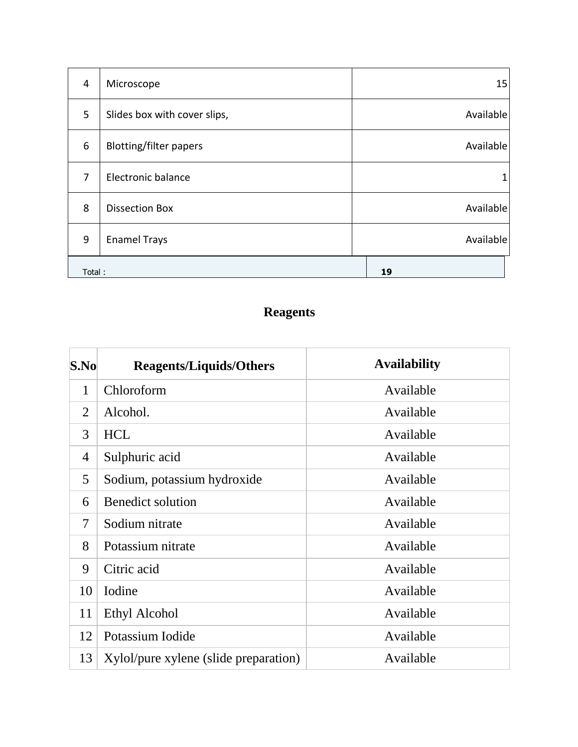| | | |
|---|---|---|
| 4 | Microscope | 15 |
| 5 | Slides box with cover slips, | Available |
| 6 | Blotting/filter papers | Available |
| 7 | Electronic balance | 1 |
| 8 | Dissection Box | Available |
| 9 | Enamel Trays | Available |
| Total : | | 19 |

## Reagents

| S.No | Reagents/Liquids/Others | Availability |
|---|---|---|
| 1 | Chloroform | Available |
| 2 | Alcohol. | Available |
| 3 | HCL | Available |
| 4 | Sulphuric acid | Available |
| 5 | Sodium, potassium hydroxide | Available |
| 6 | Benedict solution | Available |
| 7 | Sodium nitrate | Available |
| 8 | Potassium nitrate | Available |
| 9 | Citric acid | Available |
| 10 | Iodine | Available |
| 11 | Ethyl Alcohol | Available |
| 12 | Potassium Iodide | Available |
| 13 | Xylol/pure xylene (slide preparation) | Available |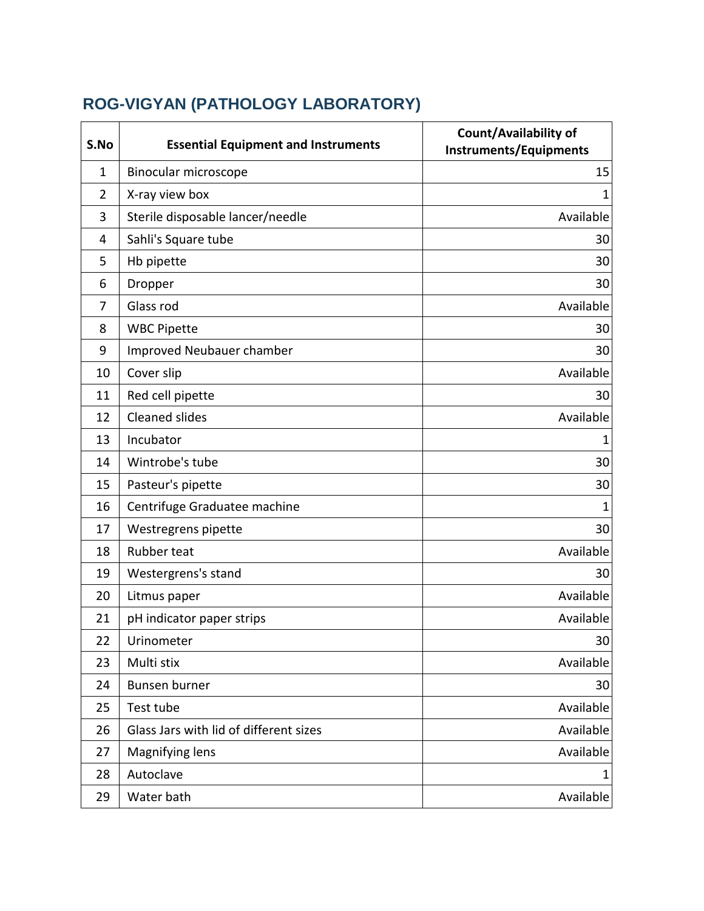## ROG-VIGYAN (PATHOLOGY LABORATORY)

| S.No | Essential Equipment and Instruments | Count/Availability of Instruments/Equipments |
|---|---|---|
| 1 | Binocular microscope | 15 |
| 2 | X-ray view box | 1 |
| 3 | Sterile disposable lancer/needle | Available |
| 4 | Sahli's Square tube | 30 |
| 5 | Hb pipette | 30 |
| 6 | Dropper | 30 |
| 7 | Glass rod | Available |
| 8 | WBC Pipette | 30 |
| 9 | Improved Neubauer chamber | 30 |
| 10 | Cover slip | Available |
| 11 | Red cell pipette | 30 |
| 12 | Cleaned slides | Available |
| 13 | Incubator | 1 |
| 14 | Wintrobe's tube | 30 |
| 15 | Pasteur's pipette | 30 |
| 16 | Centrifuge Graduatee machine | 1 |
| 17 | Westregrens pipette | 30 |
| 18 | Rubber teat | Available |
| 19 | Westergrens's stand | 30 |
| 20 | Litmus paper | Available |
| 21 | pH indicator paper strips | Available |
| 22 | Urinometer | 30 |
| 23 | Multi stix | Available |
| 24 | Bunsen burner | 30 |
| 25 | Test tube | Available |
| 26 | Glass Jars with lid of different sizes | Available |
| 27 | Magnifying lens | Available |
| 28 | Autoclave | 1 |
| 29 | Water bath | Available |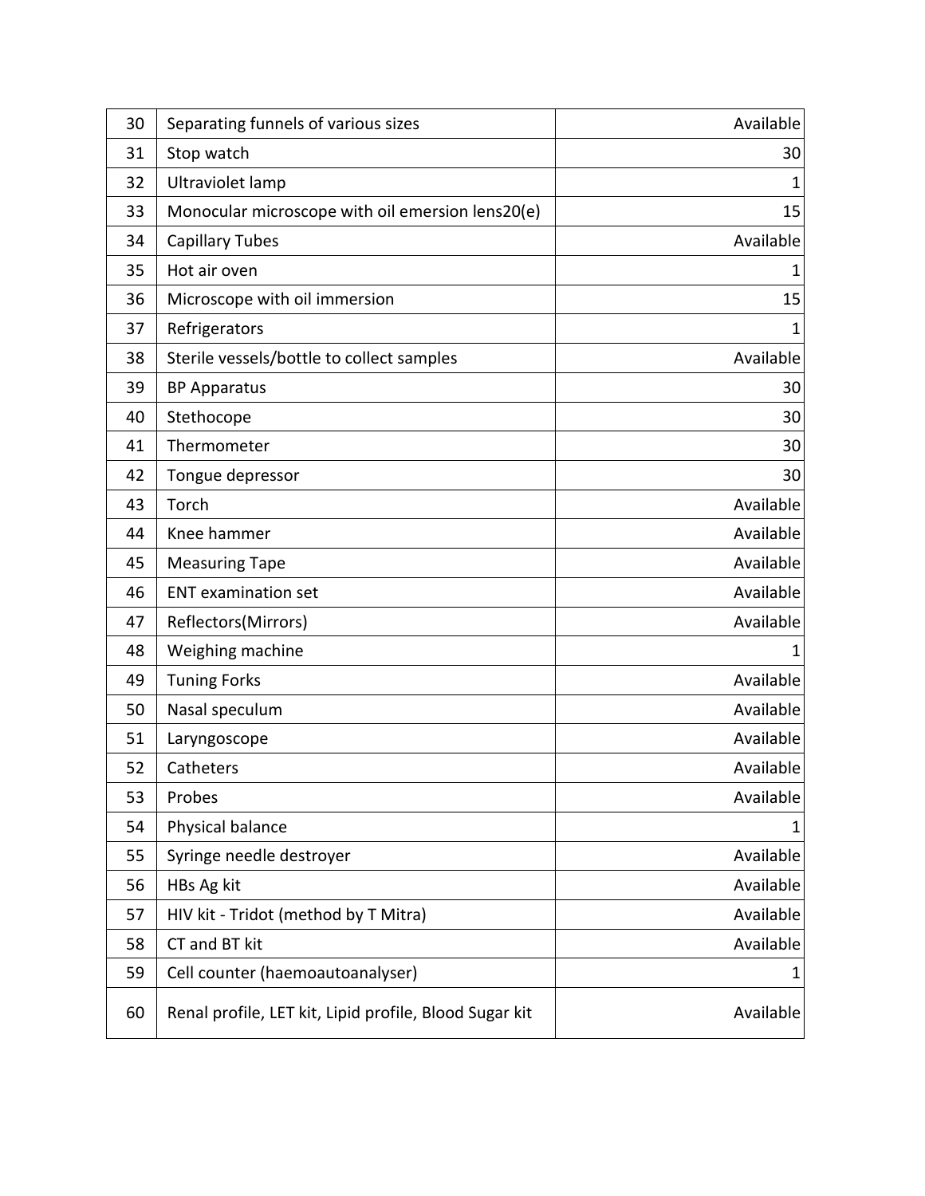| 30 | Separating funnels of various sizes | Available |
|---|---|---|
| 31 | Stop watch | 30 |
| 32 | Ultraviolet lamp | 1 |
| 33 | Monocular microscope with oil emersion lens20(e) | 15 |
| 34 | Capillary Tubes | Available |
| 35 | Hot air oven | 1 |
| 36 | Microscope with oil immersion | 15 |
| 37 | Refrigerators | 1 |
| 38 | Sterile vessels/bottle to collect samples | Available |
| 39 | BP Apparatus | 30 |
| 40 | Stethocope | 30 |
| 41 | Thermometer | 30 |
| 42 | Tongue depressor | 30 |
| 43 | Torch | Available |
| 44 | Knee hammer | Available |
| 45 | Measuring Tape | Available |
| 46 | ENT examination set | Available |
| 47 | Reflectors(Mirrors) | Available |
| 48 | Weighing machine | 1 |
| 49 | Tuning Forks | Available |
| 50 | Nasal speculum | Available |
| 51 | Laryngoscope | Available |
| 52 | Catheters | Available |
| 53 | Probes | Available |
| 54 | Physical balance | 1 |
| 55 | Syringe needle destroyer | Available |
| 56 | HBs Ag kit | Available |
| 57 | HIV kit - Tridot (method by T Mitra) | Available |
| 58 | CT and BT kit | Available |
| 59 | Cell counter (haemoautoanalyser) | 1 |
| 60 | Renal profile, LET kit, Lipid profile, Blood Sugar kit | Available |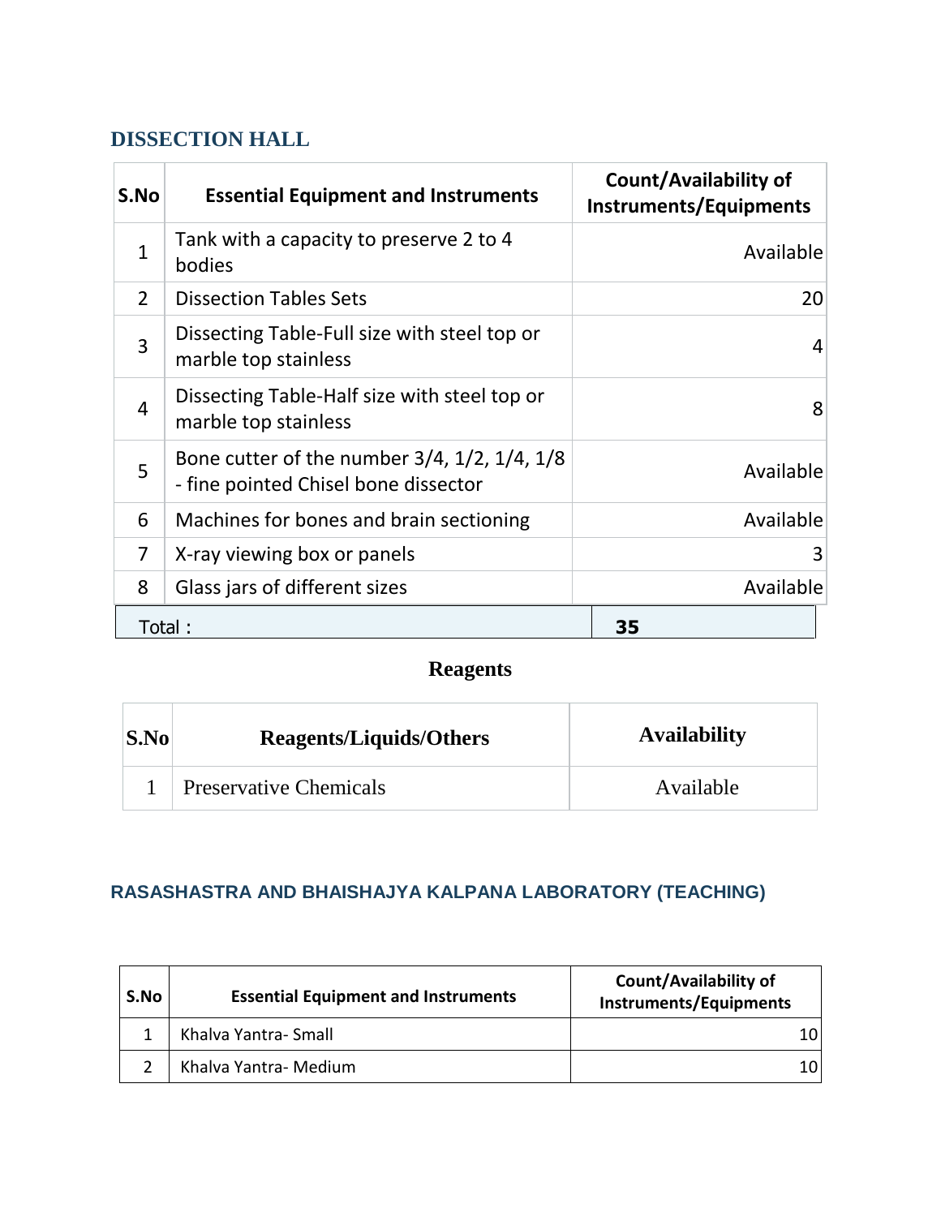## DISSECTION HALL

| S.No | Essential Equipment and Instruments | Count/Availability of Instruments/Equipments |
|---|---|---|
| 1 | Tank with a capacity to preserve 2 to 4 bodies | Available |
| 2 | Dissection Tables Sets | 20 |
| 3 | Dissecting Table-Full size with steel top or marble top stainless | 4 |
| 4 | Dissecting Table-Half size with steel top or marble top stainless | 8 |
| 5 | Bone cutter of the number 3/4, 1/2, 1/4, 1/8 - fine pointed Chisel bone dissector | Available |
| 6 | Machines for bones and brain sectioning | Available |
| 7 | X-ray viewing box or panels | 3 |
| 8 | Glass jars of different sizes | Available |
| Total : | | **35** |

### Reagents

| S.No | Reagents/Liquids/Others | Availability |
|---|---|---|
| 1 | Preservative Chemicals | Available |

## RASASHASTRA AND BHAISHAJYA KALPANA LABORATORY (TEACHING)

| S.No | Essential Equipment and Instruments | Count/Availability of Instruments/Equipments |
|---|---|---|
| 1 | Khalva Yantra- Small | 10 |
| 2 | Khalva Yantra- Medium | 10 |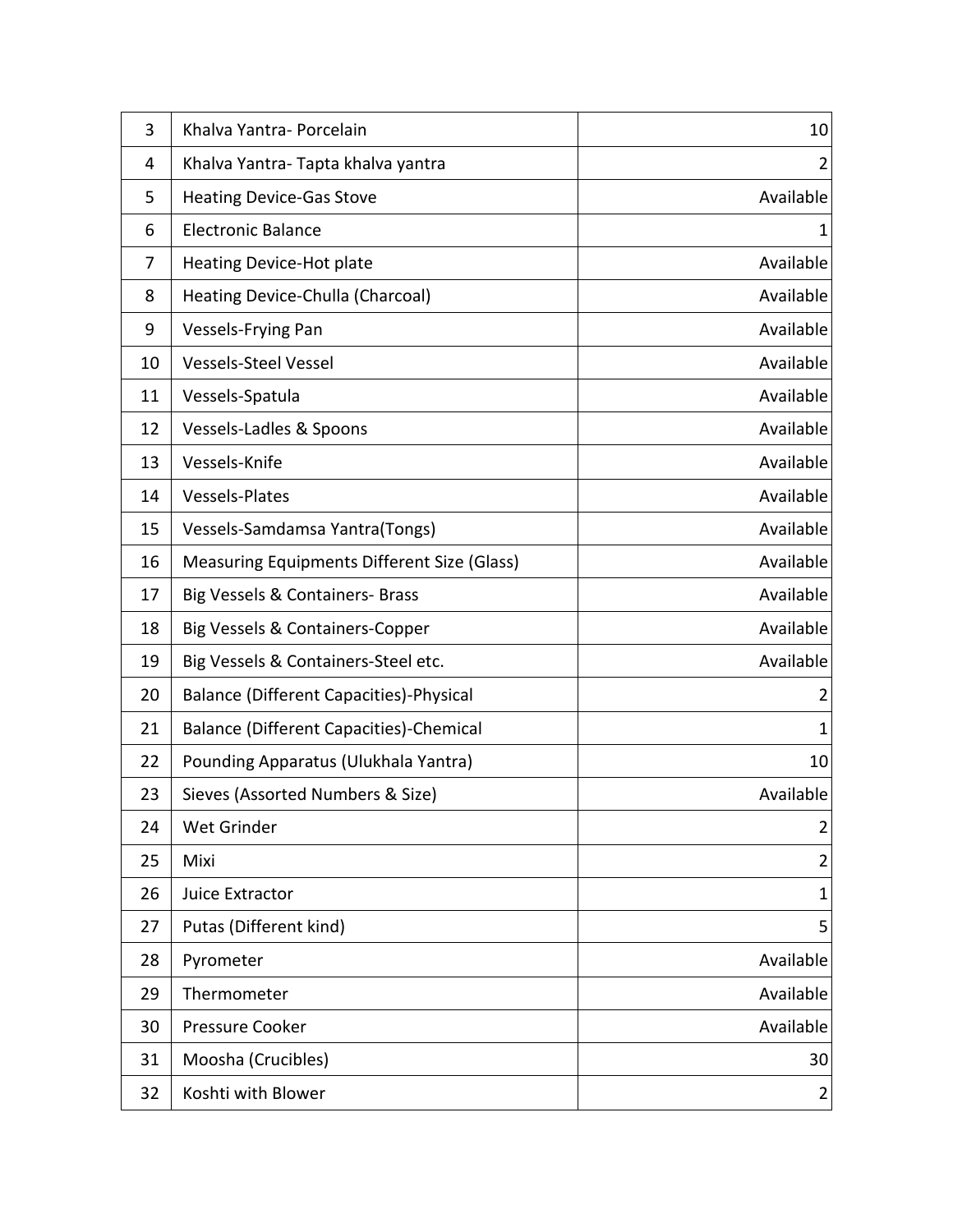| | | |
|---|---|---|
| 3 | Khalva Yantra- Porcelain | 10 |
| 4 | Khalva Yantra- Tapta khalva yantra | 2 |
| 5 | Heating Device-Gas Stove | Available |
| 6 | Electronic Balance | 1 |
| 7 | Heating Device-Hot plate | Available |
| 8 | Heating Device-Chulla (Charcoal) | Available |
| 9 | Vessels-Frying Pan | Available |
| 10 | Vessels-Steel Vessel | Available |
| 11 | Vessels-Spatula | Available |
| 12 | Vessels-Ladles & Spoons | Available |
| 13 | Vessels-Knife | Available |
| 14 | Vessels-Plates | Available |
| 15 | Vessels-Samdamsa Yantra(Tongs) | Available |
| 16 | Measuring Equipments Different Size (Glass) | Available |
| 17 | Big Vessels & Containers- Brass | Available |
| 18 | Big Vessels & Containers-Copper | Available |
| 19 | Big Vessels & Containers-Steel etc. | Available |
| 20 | Balance (Different Capacities)-Physical | 2 |
| 21 | Balance (Different Capacities)-Chemical | 1 |
| 22 | Pounding Apparatus (Ulukhala Yantra) | 10 |
| 23 | Sieves (Assorted Numbers & Size) | Available |
| 24 | Wet Grinder | 2 |
| 25 | Mixi | 2 |
| 26 | Juice Extractor | 1 |
| 27 | Putas (Different kind) | 5 |
| 28 | Pyrometer | Available |
| 29 | Thermometer | Available |
| 30 | Pressure Cooker | Available |
| 31 | Moosha (Crucibles) | 30 |
| 32 | Koshti with Blower | 2 |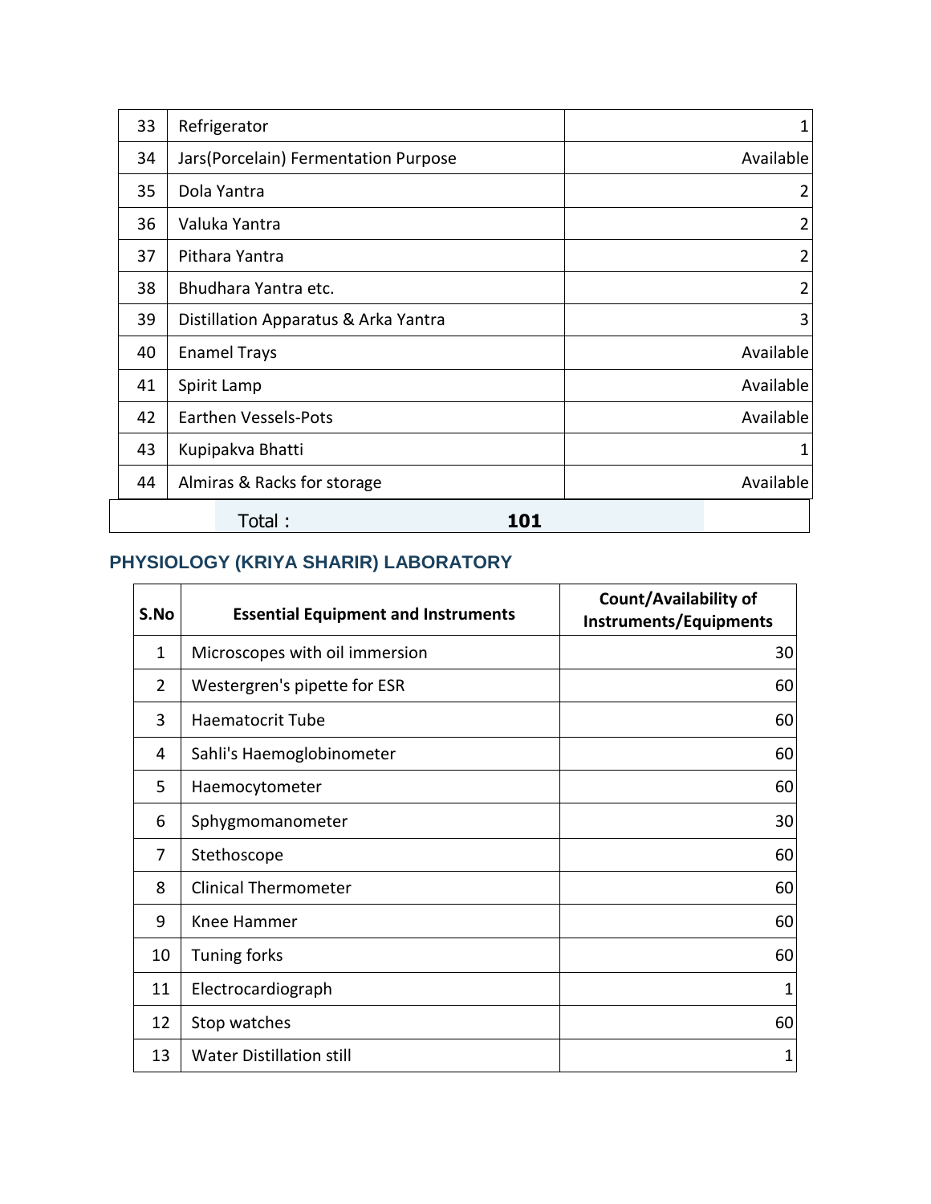| | | |
|---|---|---|
| 33 | Refrigerator | 1 |
| 34 | Jars(Porcelain) Fermentation Purpose | Available |
| 35 | Dola Yantra | 2 |
| 36 | Valuka Yantra | 2 |
| 37 | Pithara Yantra | 2 |
| 38 | Bhudhara Yantra etc. | 2 |
| 39 | Distillation Apparatus & Arka Yantra | 3 |
| 40 | Enamel Trays | Available |
| 41 | Spirit Lamp | Available |
| 42 | Earthen Vessels-Pots | Available |
| 43 | Kupipakva Bhatti | 1 |
| 44 | Almiras & Racks for storage | Available |
| | Total : | **101** |

## PHYSIOLOGY (KRIYA SHARIR) LABORATORY

| S.No | Essential Equipment and Instruments | Count/Availability of Instruments/Equipments |
|---|---|---|
| 1 | Microscopes with oil immersion | 30 |
| 2 | Westergren's pipette for ESR | 60 |
| 3 | Haematocrit Tube | 60 |
| 4 | Sahli's Haemoglobinometer | 60 |
| 5 | Haemocytometer | 60 |
| 6 | Sphygmomanometer | 30 |
| 7 | Stethoscope | 60 |
| 8 | Clinical Thermometer | 60 |
| 9 | Knee Hammer | 60 |
| 10 | Tuning forks | 60 |
| 11 | Electrocardiograph | 1 |
| 12 | Stop watches | 60 |
| 13 | Water Distillation still | 1 |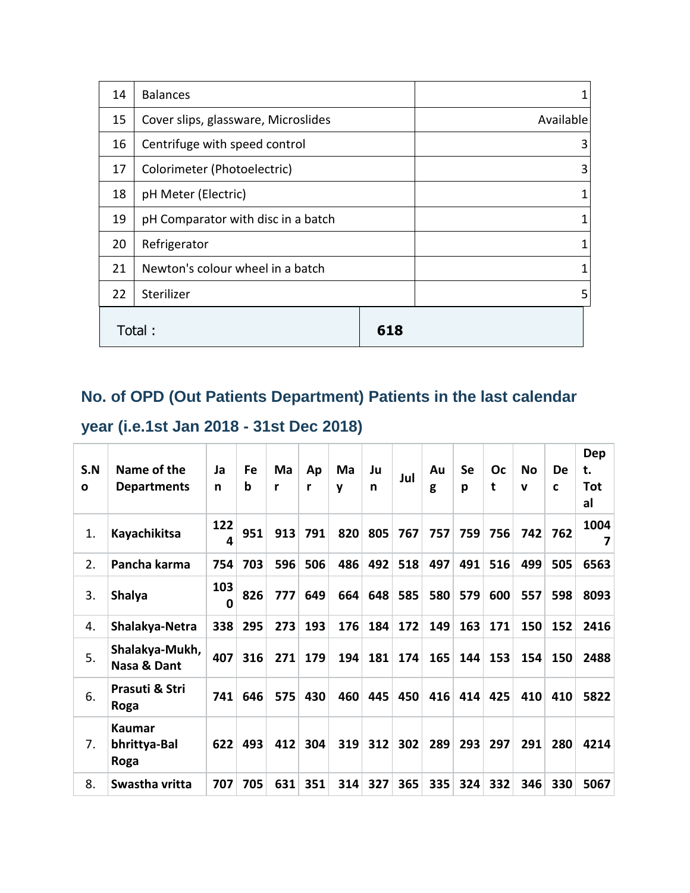| 14 | Balances | 1 |
|---|---|---|
| 15 | Cover slips, glassware, Microslides | Available |
| 16 | Centrifuge with speed control | 3 |
| 17 | Colorimeter (Photoelectric) | 3 |
| 18 | pH Meter (Electric) | 1 |
| 19 | pH Comparator with disc in a batch | 1 |
| 20 | Refrigerator | 1 |
| 21 | Newton's colour wheel in a batch | 1 |
| 22 | Sterilizer | 5 |
| Total : | | **618** |

## No. of OPD (Out Patients Department) Patients in the last calendar year (i.e.1st Jan 2018 - 31st Dec 2018)

| S.No | Name of the Departments | Jan | Feb | Mar | Apr | May | Jun | Jul | Aug | Sep | Oct | Nov | Dec | Dept. Total |
|---|---|---|---|---|---|---|---|---|---|---|---|---|---|---|
| 1. | **Kayachikitsa** | **1224** | **951** | **913** | **791** | **820** | **805** | **767** | **757** | **759** | **756** | **742** | **762** | **10047** |
| 2. | **Pancha karma** | **754** | **703** | **596** | **506** | **486** | **492** | **518** | **497** | **491** | **516** | **499** | **505** | **6563** |
| 3. | **Shalya** | **1030** | **826** | **777** | **649** | **664** | **648** | **585** | **580** | **579** | **600** | **557** | **598** | **8093** |
| 4. | **Shalakya-Netra** | **338** | **295** | **273** | **193** | **176** | **184** | **172** | **149** | **163** | **171** | **150** | **152** | **2416** |
| 5. | **Shalakya-Mukh, Nasa & Dant** | **407** | **316** | **271** | **179** | **194** | **181** | **174** | **165** | **144** | **153** | **154** | **150** | **2488** |
| 6. | **Prasuti & Stri Roga** | **741** | **646** | **575** | **430** | **460** | **445** | **450** | **416** | **414** | **425** | **410** | **410** | **5822** |
| 7. | **Kaumar bhrittya-Bal Roga** | **622** | **493** | **412** | **304** | **319** | **312** | **302** | **289** | **293** | **297** | **291** | **280** | **4214** |
| 8. | **Swastha vritta** | **707** | **705** | **631** | **351** | **314** | **327** | **365** | **335** | **324** | **332** | **346** | **330** | **5067** |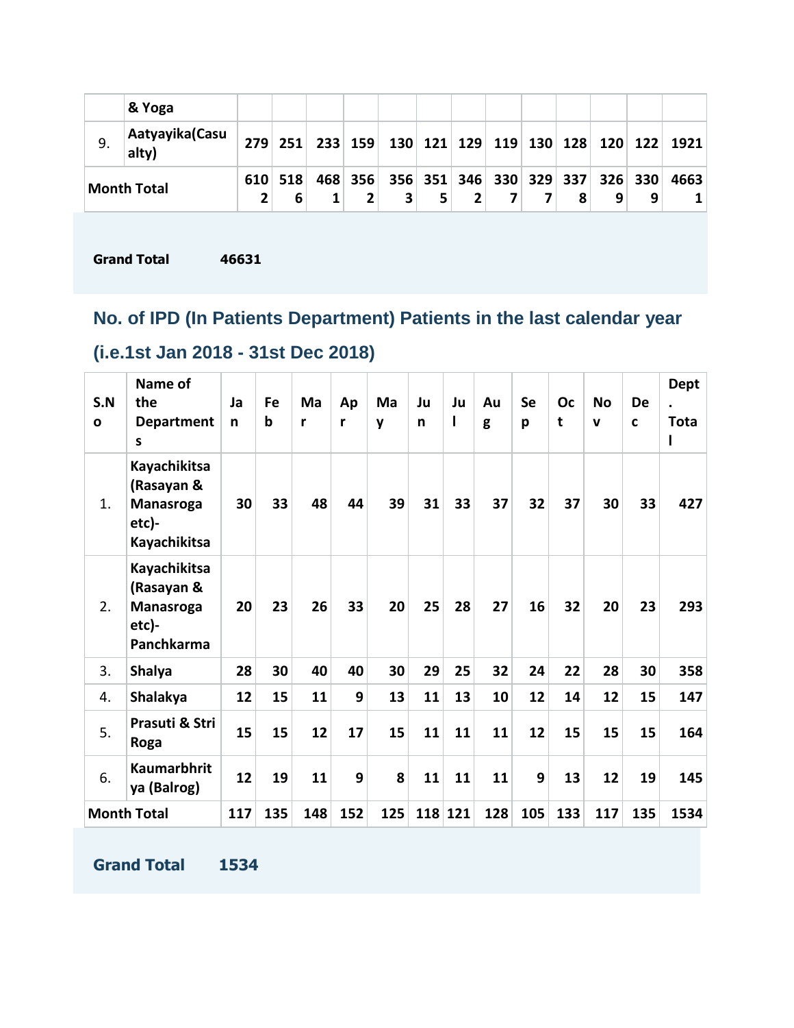|  | & Yoga |  |  |  |  |  |  |  |  |  |  |  |  |  |
|---|---|---|---|---|---|---|---|---|---|---|---|---|---|---|
| 9. | Aatyayika(Casualty) | 279 | 251 | 233 | 159 | 130 | 121 | 129 | 119 | 130 | 128 | 120 | 122 | 1921 |
| Month Total | | 6102 | 5186 | 4681 | 3562 | 3563 | 3515 | 3462 | 3307 | 3297 | 3378 | 3269 | 3309 | 46631 |

**Grand Total** **46631**

## No. of IPD (In Patients Department) Patients in the last calendar year

## (i.e.1st Jan 2018 - 31st Dec 2018)

| S.No | Name of the Departments | Jan | Feb | Mar | Apr | May | Jun | Jul | Aug | Sep | Oct | Nov | Dec | Dept. Total |
|---|---|---|---|---|---|---|---|---|---|---|---|---|---|---|
| 1. | Kayachikitsa (Rasayan & Manasroga etc)- Kayachikitsa | 30 | 33 | 48 | 44 | 39 | 31 | 33 | 37 | 32 | 37 | 30 | 33 | 427 |
| 2. | Kayachikitsa (Rasayan & Manasroga etc)- Panchkarma | 20 | 23 | 26 | 33 | 20 | 25 | 28 | 27 | 16 | 32 | 20 | 23 | 293 |
| 3. | Shalya | 28 | 30 | 40 | 40 | 30 | 29 | 25 | 32 | 24 | 22 | 28 | 30 | 358 |
| 4. | Shalakya | 12 | 15 | 11 | 9 | 13 | 11 | 13 | 10 | 12 | 14 | 12 | 15 | 147 |
| 5. | Prasuti & Stri Roga | 15 | 15 | 12 | 17 | 15 | 11 | 11 | 11 | 12 | 15 | 15 | 15 | 164 |
| 6. | Kaumarbhritya (Balrog) | 12 | 19 | 11 | 9 | 8 | 11 | 11 | 11 | 9 | 13 | 12 | 19 | 145 |
| Month Total | | 117 | 135 | 148 | 152 | 125 | 118 | 121 | 128 | 105 | 133 | 117 | 135 | 1534 |

**Grand Total** **1534**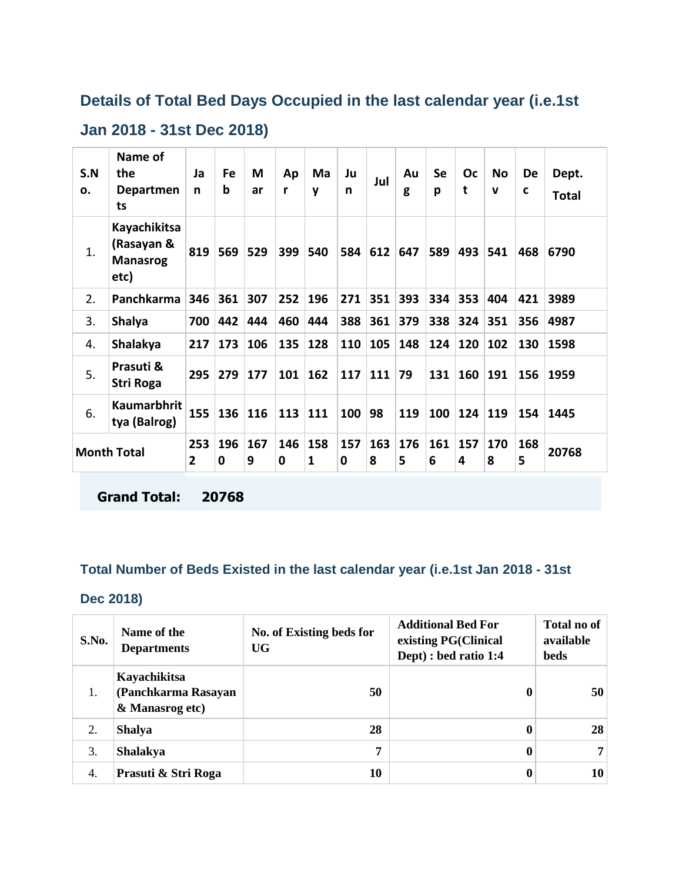## Details of Total Bed Days Occupied in the last calendar year (i.e.1st Jan 2018 - 31st Dec 2018)

| S.No. | Name of the Departments | Jan | Feb | Mar | Apr | May | Jun | Jul | Aug | Sep | Oct | Nov | Dec | Dept. Total |
|---|---|---|---|---|---|---|---|---|---|---|---|---|---|---|
| 1. | Kayachikitsa (Rasayan & Manasrog etc) | 819 | 569 | 529 | 399 | 540 | 584 | 612 | 647 | 589 | 493 | 541 | 468 | 6790 |
| 2. | Panchkarma | 346 | 361 | 307 | 252 | 196 | 271 | 351 | 393 | 334 | 353 | 404 | 421 | 3989 |
| 3. | Shalya | 700 | 442 | 444 | 460 | 444 | 388 | 361 | 379 | 338 | 324 | 351 | 356 | 4987 |
| 4. | Shalakya | 217 | 173 | 106 | 135 | 128 | 110 | 105 | 148 | 124 | 120 | 102 | 130 | 1598 |
| 5. | Prasuti & Stri Roga | 295 | 279 | 177 | 101 | 162 | 117 | 111 | 79 | 131 | 160 | 191 | 156 | 1959 |
| 6. | Kaumarbhrit tya (Balrog) | 155 | 136 | 116 | 113 | 111 | 100 | 98 | 119 | 100 | 124 | 119 | 154 | 1445 |
| Month Total | | 2532 | 1960 | 1679 | 1460 | 1581 | 1570 | 1638 | 1765 | 1616 | 1574 | 1708 | 1685 | 20768 |

**Grand Total: 20768**

## Total Number of Beds Existed in the last calendar year (i.e.1st Jan 2018 - 31st Dec 2018)

| S.No. | Name of the Departments | No. of Existing beds for UG | Additional Bed For existing PG(Clinical Dept) : bed ratio 1:4 | Total no of available beds |
|---|---|---|---|---|
| 1. | Kayachikitsa (Panchkarma Rasayan & Manasrog etc) | 50 | 0 | 50 |
| 2. | Shalya | 28 | 0 | 28 |
| 3. | Shalakya | 7 | 0 | 7 |
| 4. | Prasuti & Stri Roga | 10 | 0 | 10 |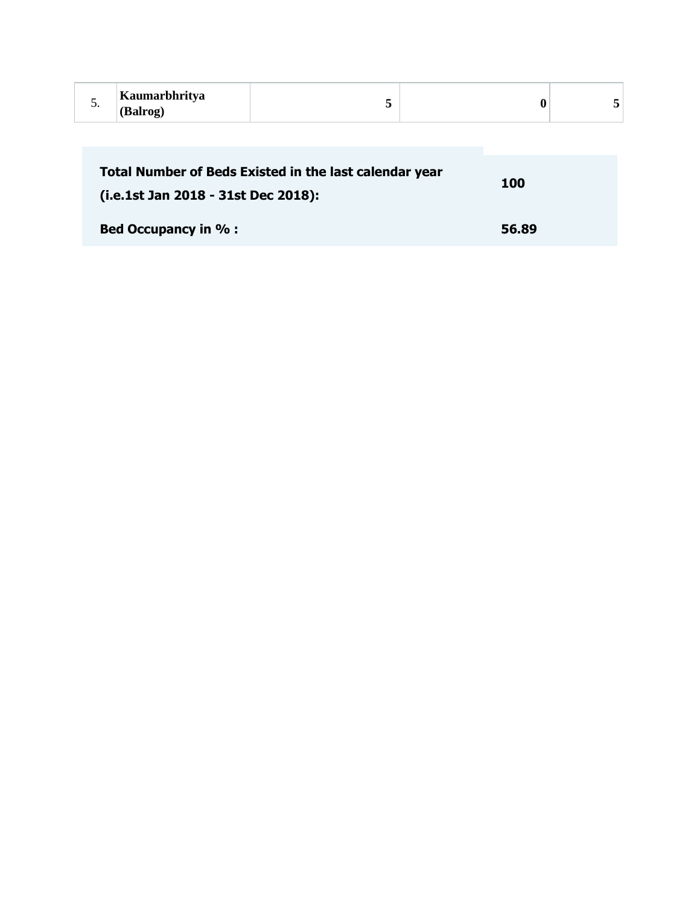| | | | | |
|---|---|---|---|---|
| 5. | **Kaumarbhritya (Balrog)** | **5** | **0** | **5** |

| | |
|---|---|
| **Total Number of Beds Existed in the last calendar year (i.e.1st Jan 2018 - 31st Dec 2018):** | **100** |
| **Bed Occupancy in % :** | **56.89** |